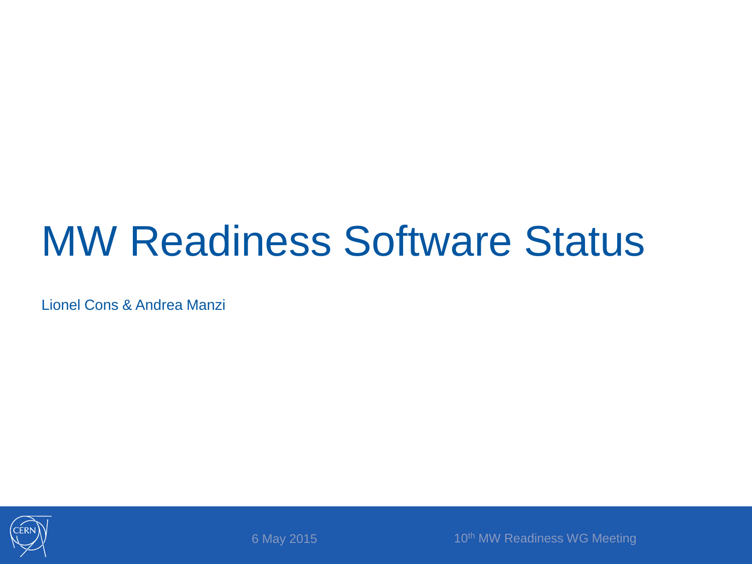# MW Readiness Software Status

Lionel Cons & Andrea Manzi

6 May 2015

10th MW Readiness WG Meeting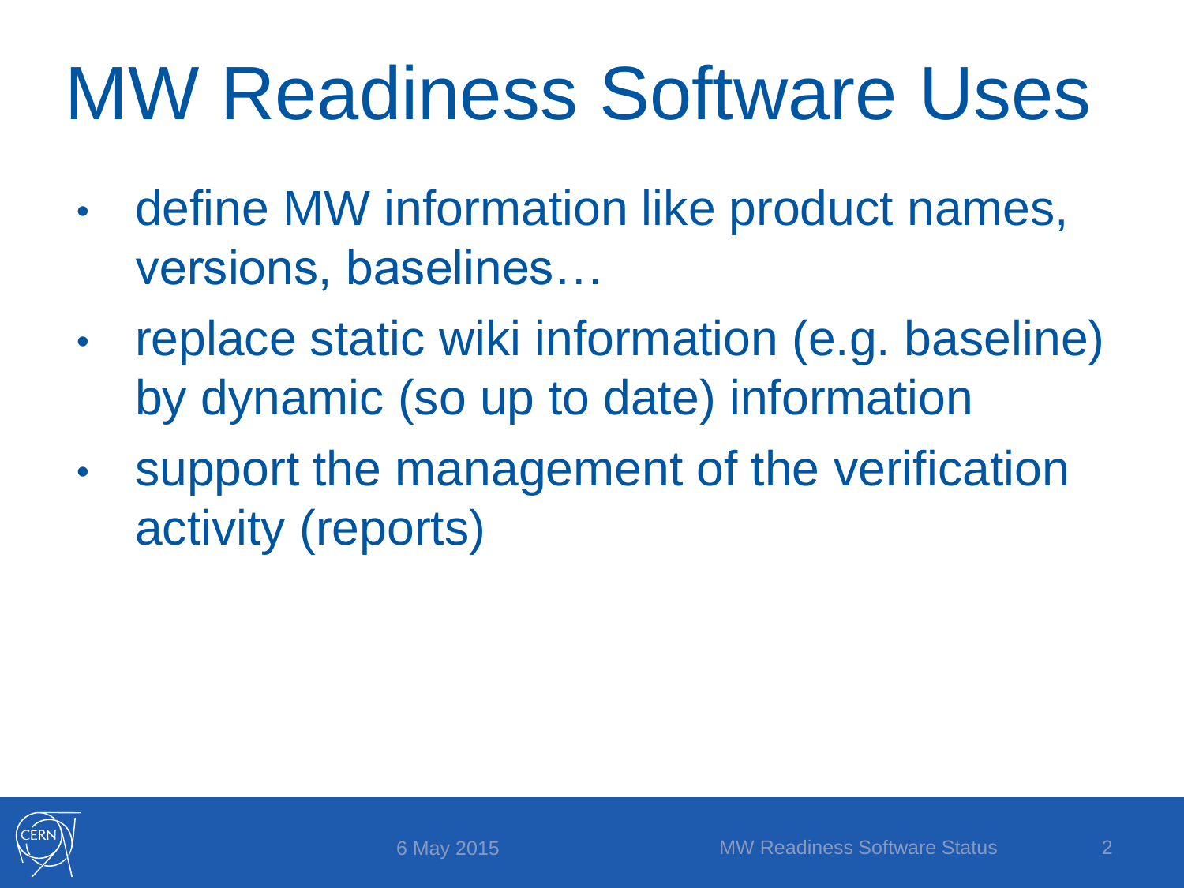# MW Readiness Software Uses

- define MW information like product names, versions, baselines…
- replace static wiki information (e.g. baseline) by dynamic (so up to date) information
- support the management of the verification activity (reports)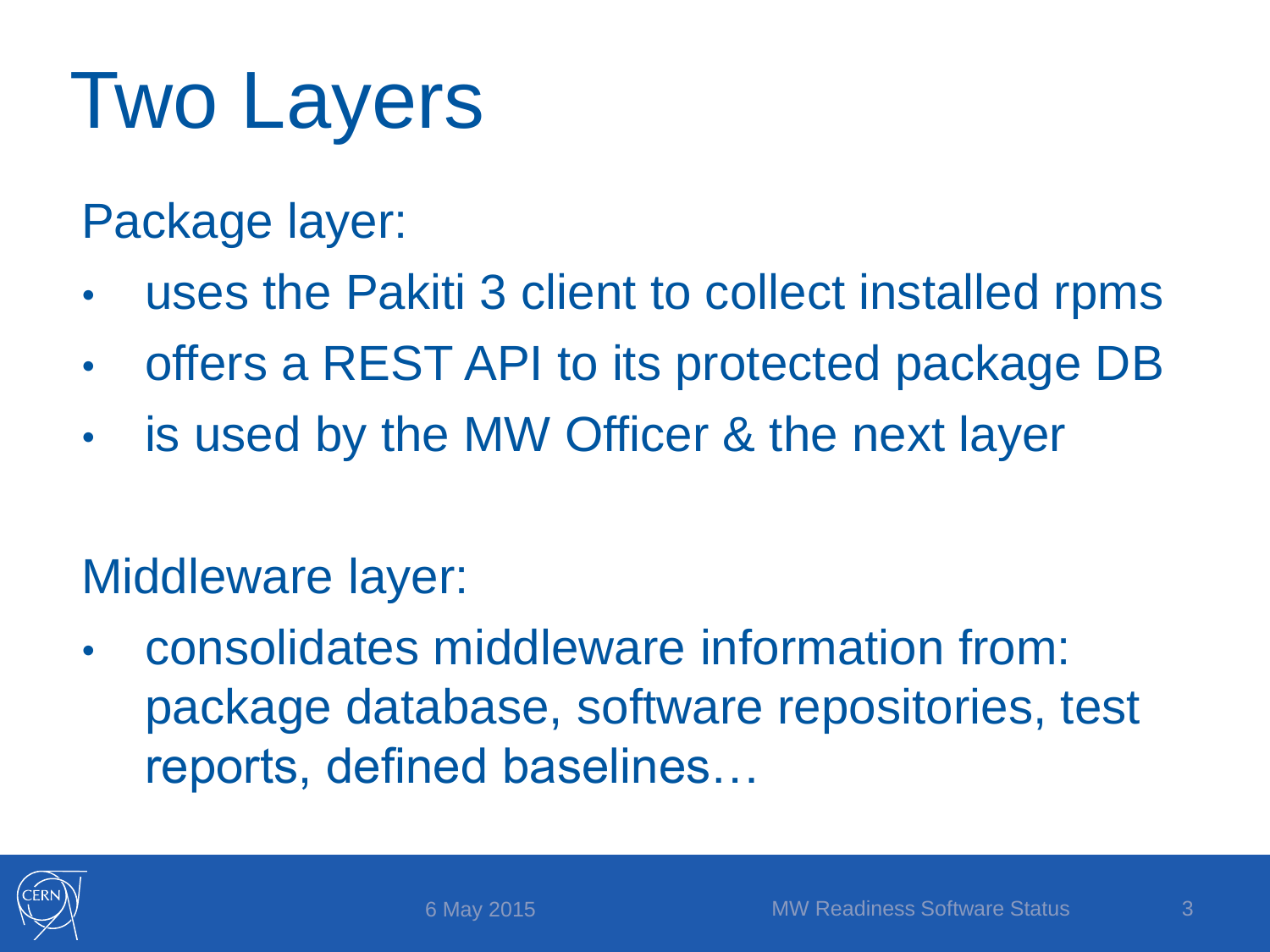# Two Layers

Package layer:

- uses the Pakiti 3 client to collect installed rpms
- offers a REST API to its protected package DB
- is used by the MW Officer & the next layer

Middleware layer:

- consolidates middleware information from: package database, software repositories, test reports, defined baselines…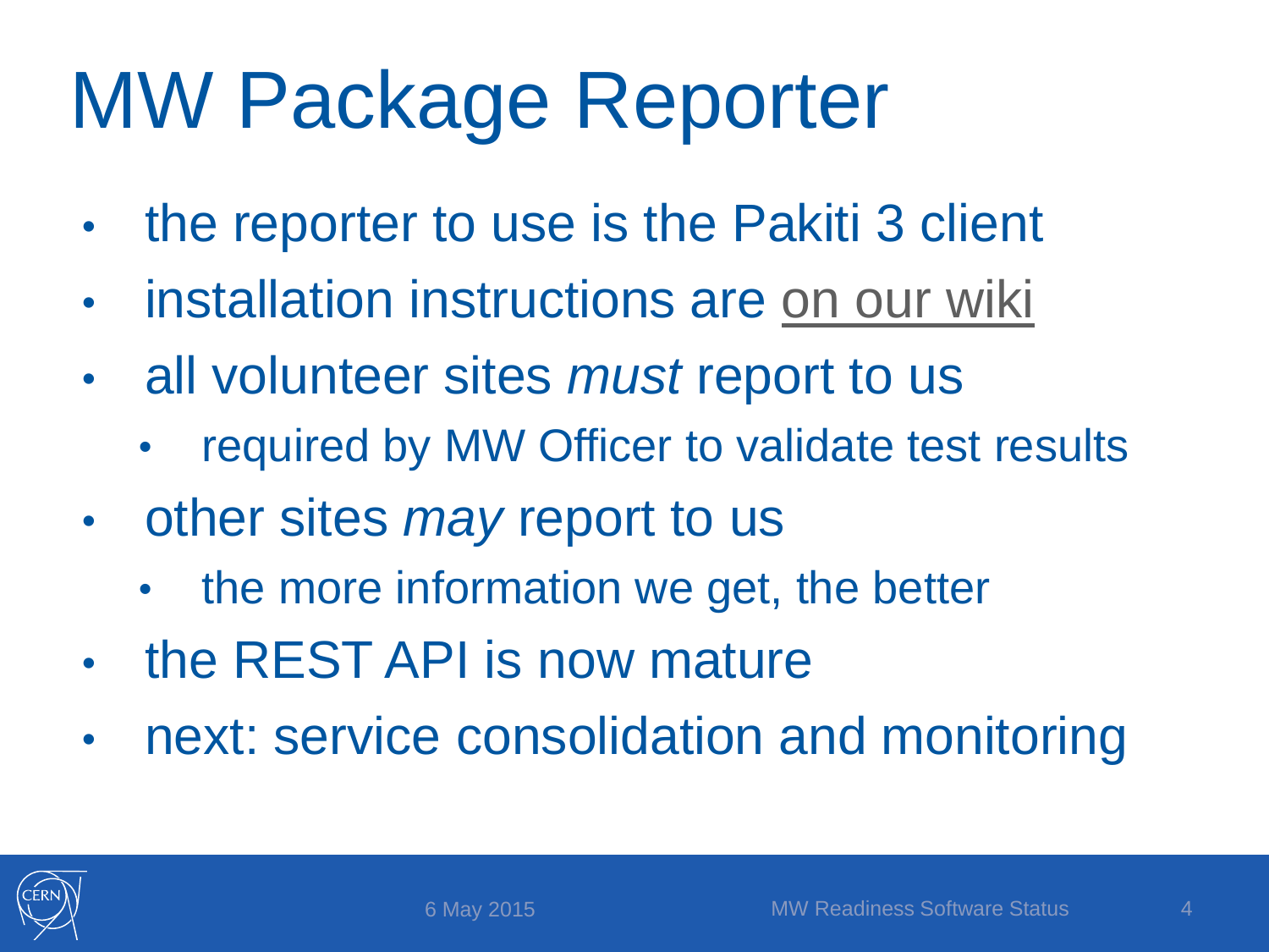# MW Package Reporter

- the reporter to use is the Pakiti 3 client
- installation instructions are on our wiki
- all volunteer sites *must* report to us
  - required by MW Officer to validate test results
- other sites *may* report to us
  - the more information we get, the better
- the REST API is now mature
- next: service consolidation and monitoring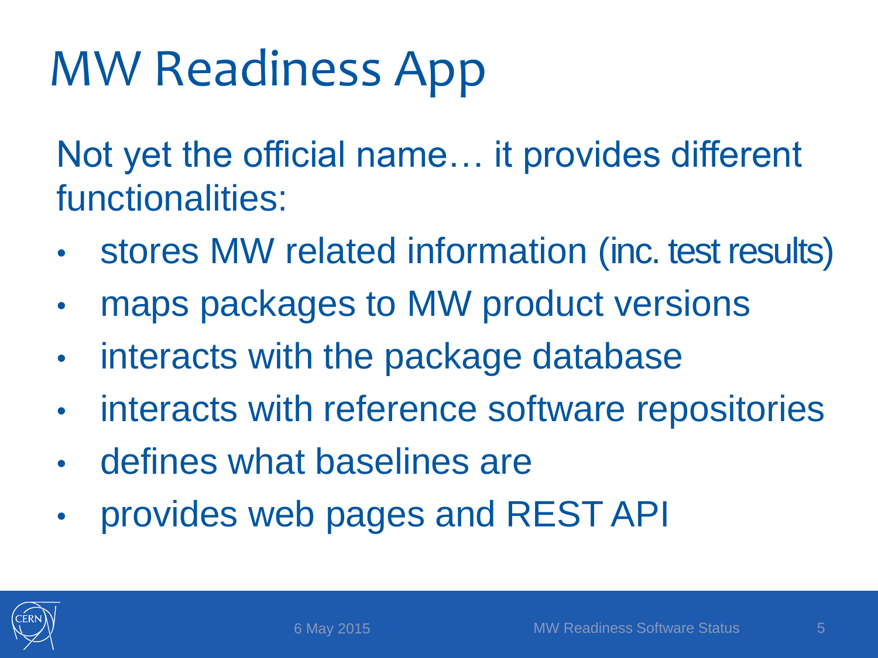# MW Readiness App

Not yet the official name… it provides different functionalities:

- stores MW related information (inc. test results)
- maps packages to MW product versions
- interacts with the package database
- interacts with reference software repositories
- defines what baselines are
- provides web pages and REST API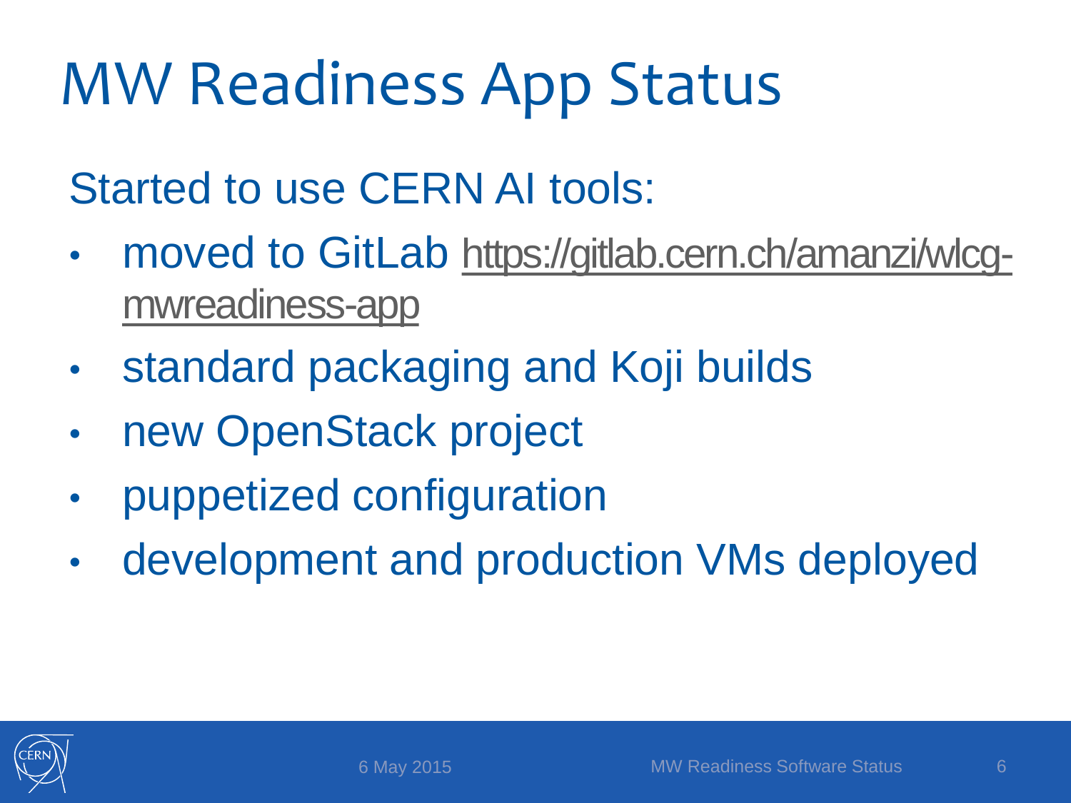# MW Readiness App Status

Started to use CERN AI tools:

- moved to GitLab https://gitlab.cern.ch/amanzi/wlcg-mwreadiness-app
- standard packaging and Koji builds
- new OpenStack project
- puppetized configuration
- development and production VMs deployed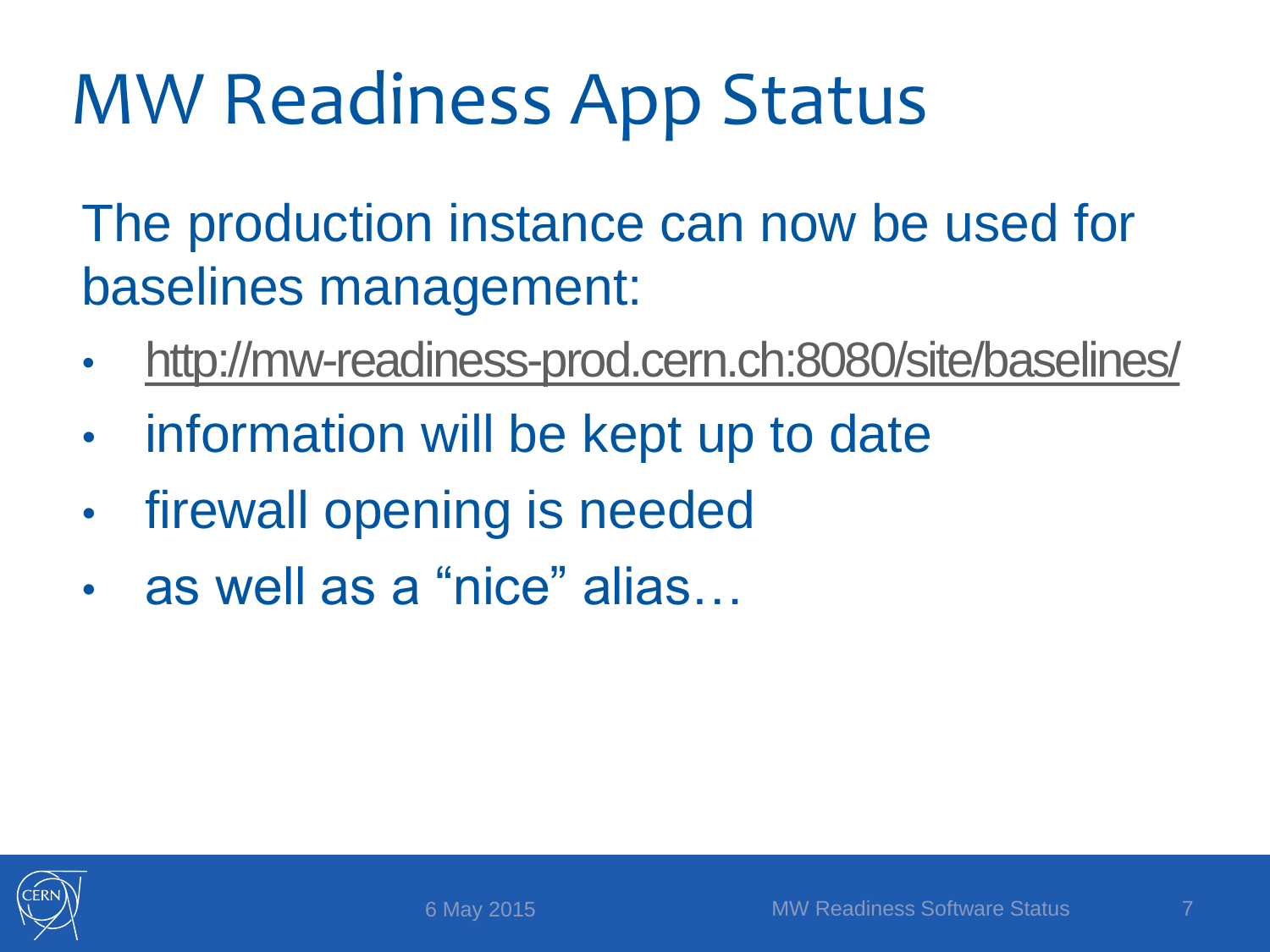# MW Readiness App Status

The production instance can now be used for baselines management:

- http://mw-readiness-prod.cern.ch:8080/site/baselines/
- information will be kept up to date
- firewall opening is needed
- as well as a "nice" alias…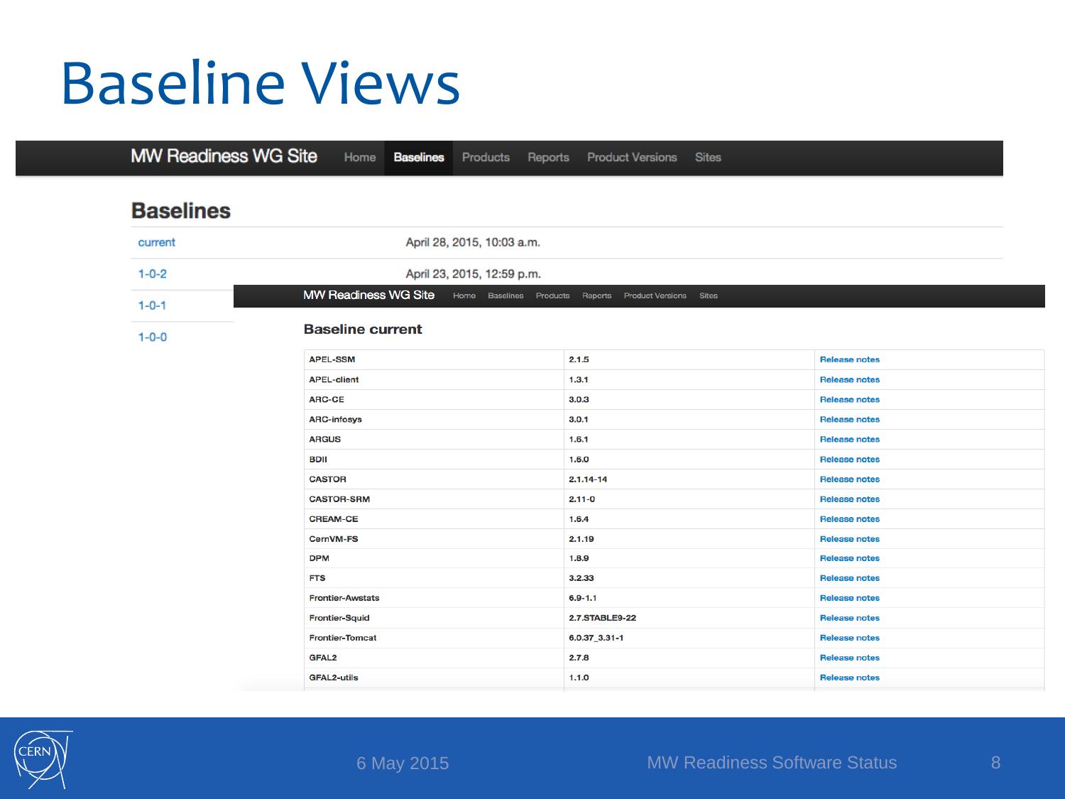# Baseline Views

MW Readiness WG Site | Home | Baselines | Products | Reports | Product Versions | Sites

## Baselines

| | |
|---|---|
| current | April 28, 2015, 10:03 a.m. |
| 1-0-2 | April 23, 2015, 12:59 p.m. |
| 1-0-1 | |
| 1-0-0 | |

MW Readiness WG Site | Home | Baselines | Products | Reports | Product Versions | Sites

### Baseline current

| | | |
|---|---|---|
| APEL-SSM | 2.1.5 | Release notes |
| APEL-client | 1.3.1 | Release notes |
| ARC-CE | 3.0.3 | Release notes |
| ARC-infosys | 3.0.1 | Release notes |
| ARGUS | 1.6.1 | Release notes |
| BDII | 1.6.0 | Release notes |
| CASTOR | 2.1.14-14 | Release notes |
| CASTOR-SRM | 2.11-0 | Release notes |
| CREAM-CE | 1.6.4 | Release notes |
| CernVM-FS | 2.1.19 | Release notes |
| DPM | 1.8.9 | Release notes |
| FTS | 3.2.33 | Release notes |
| Frontier-Awstats | 6.9-1.1 | Release notes |
| Frontier-Squid | 2.7.STABLE9-22 | Release notes |
| Frontier-Tomcat | 6.0.37_3.31-1 | Release notes |
| GFAL2 | 2.7.8 | Release notes |
| GFAL2-utils | 1.1.0 | Release notes |

6 May 2015 MW Readiness Software Status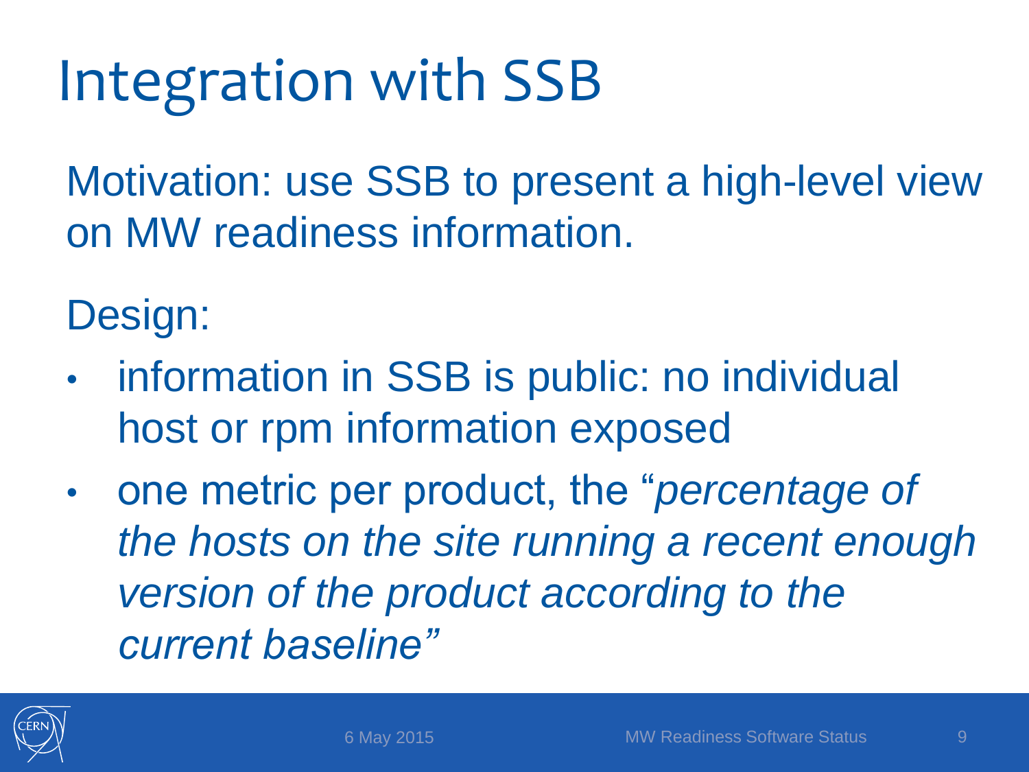# Integration with SSB

Motivation: use SSB to present a high-level view on MW readiness information.

Design:

- information in SSB is public: no individual host or rpm information exposed
- one metric per product, the "*percentage of the hosts on the site running a recent enough version of the product according to the current baseline*"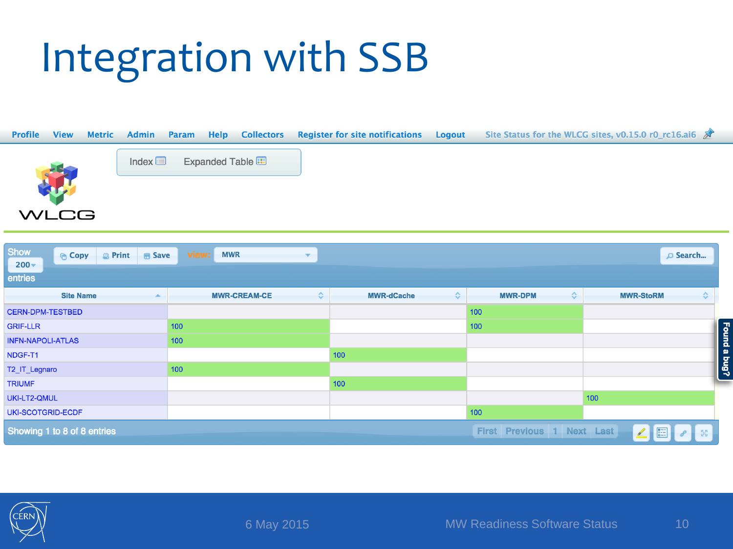# Integration with SSB

Profile View Metric Admin Param Help Collectors Register for site notifications Logout Site Status for the WLCG sites, v0.15.0 r0_rc16.ai6

Index Expanded Table

WLCG

Show 200 entries Copy Print Save view: MWR Search...

| Site Name | MWR-CREAM-CE | MWR-dCache | MWR-DPM | MWR-StoRM |
|---|---|---|---|---|
| CERN-DPM-TESTBED | | | 100 | |
| GRIF-LLR | 100 | | 100 | |
| INFN-NAPOLI-ATLAS | 100 | | | |
| NDGF-T1 | | 100 | | |
| T2_IT_Legnaro | 100 | | | |
| TRIUMF | | 100 | | |
| UKI-LT2-QMUL | | | | 100 |
| UKI-SCOTGRID-ECDF | | | 100 | |

Showing 1 to 8 of 8 entries First Previous 1 Next Last

Found a bug?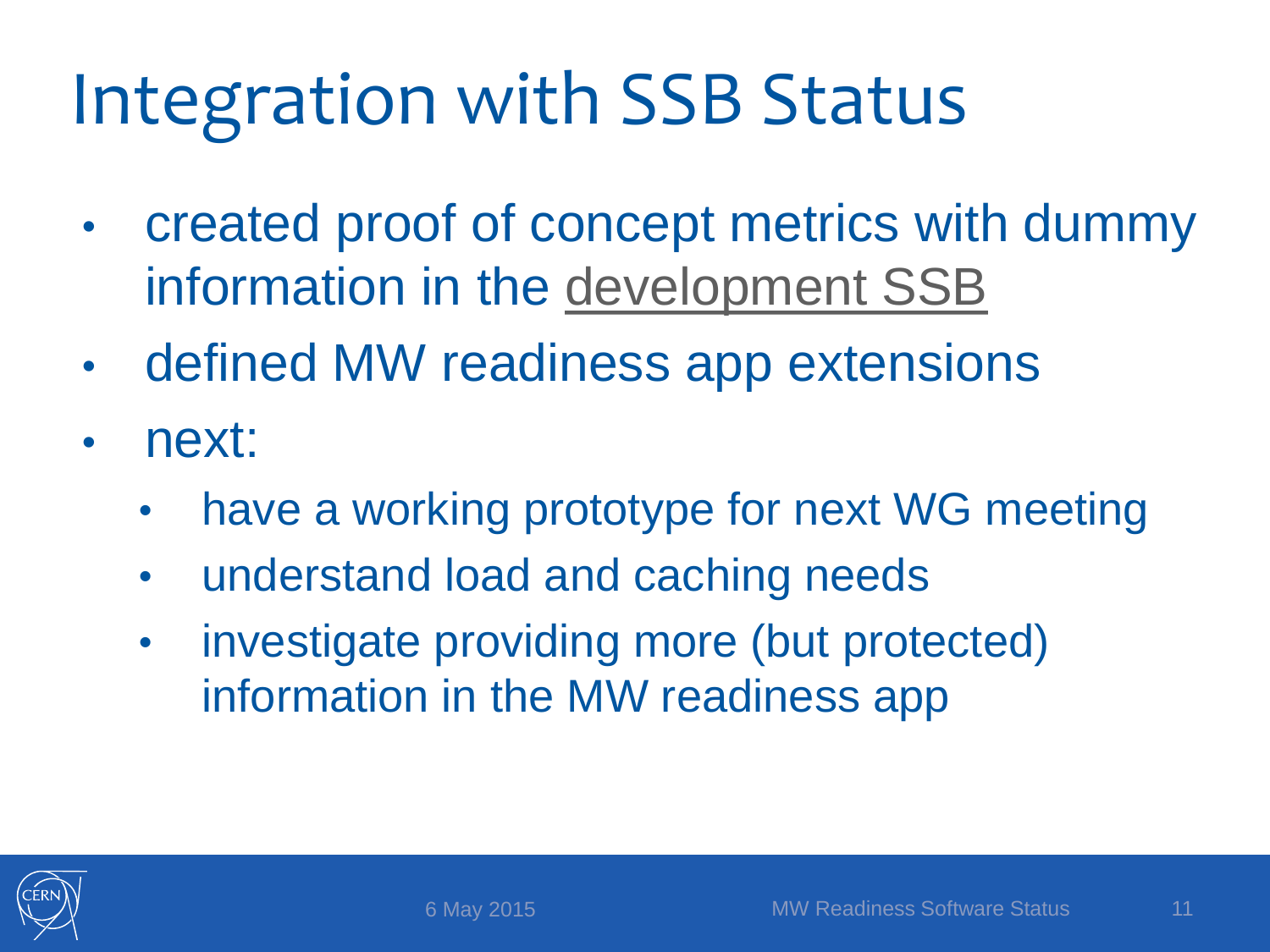# Integration with SSB Status

- created proof of concept metrics with dummy information in the development SSB
- defined MW readiness app extensions
- next:
  - have a working prototype for next WG meeting
  - understand load and caching needs
  - investigate providing more (but protected) information in the MW readiness app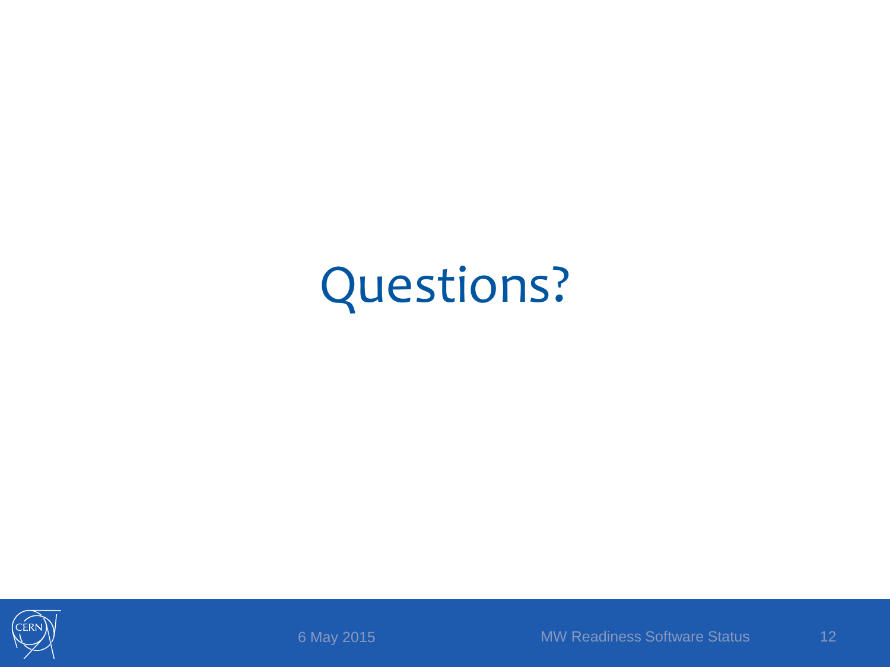# Questions?